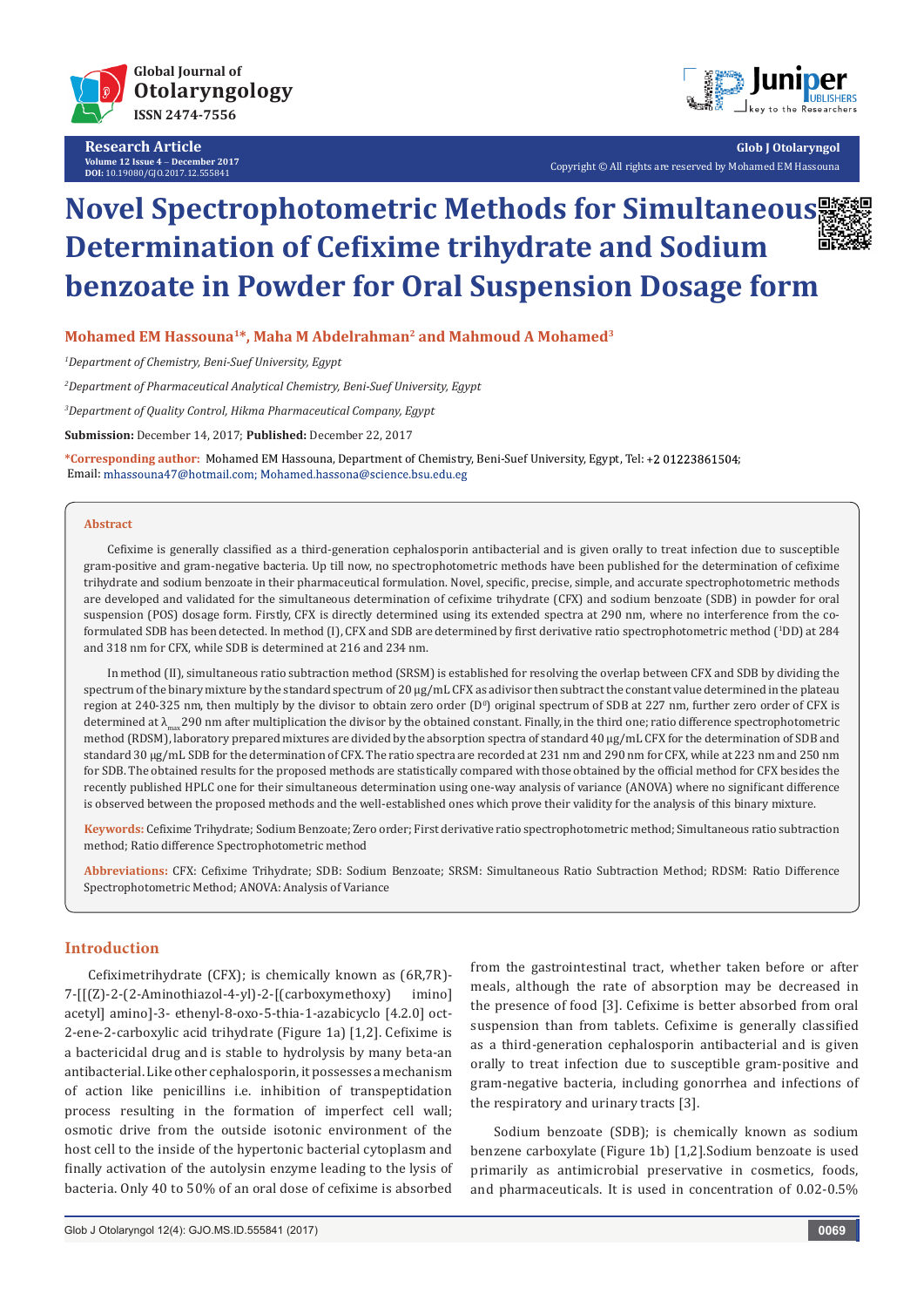Research Article

Volume 12 Issue 4 – December 2017

DOI: 10.19080/GJO.2017.12.555841

Copyright © All rights are reserved by Mohamed EM Hassouna

# Novel Spectrophotometric Methods for Simultaneous Determination of Cefixime trihydrate and Sodium benzoate in Powder for Oral Suspension Dosage form

**Mohamed EM Hassouna[1]*, Maha M Abdelrahman[2] and Mahmoud A Mohamed[3]**

[1]*Department of Chemistry, Beni-Suef University, Egypt*

[2]*Department of Pharmaceutical Analytical Chemistry, Beni-Suef University, Egypt*

[3]*Department of Quality Control, Hikma Pharmaceutical Company, Egypt*

**Submission:** December 14, 2017; **Published:** December 22, 2017

***Corresponding author:** Mohamed EM Hassouna, Department of Chemistry, Beni-Suef University, Egypt, Tel: +2 01223861504; Email: mhassouna47@hotmail.com; Mohamed.hassona@science.bsu.edu.eg

## Abstract

Cefixime is generally classified as a third-generation cephalosporin antibacterial and is given orally to treat infection due to susceptible gram-positive and gram-negative bacteria. Up till now, no spectrophotometric methods have been published for the determination of cefixime trihydrate and sodium benzoate in their pharmaceutical formulation. Novel, specific, precise, simple, and accurate spectrophotometric methods are developed and validated for the simultaneous determination of cefixime trihydrate (CFX) and sodium benzoate (SDB) in powder for oral suspension (POS) dosage form. Firstly, CFX is directly determined using its extended spectra at 290 nm, where no interference from the co-formulated SDB has been detected. In method (I), CFX and SDB are determined by first derivative ratio spectrophotometric method ($^1$DD) at 284 and 318 nm for CFX, while SDB is determined at 216 and 234 nm.

In method (II), simultaneous ratio subtraction method (SRSM) is established for resolving the overlap between CFX and SDB by dividing the spectrum of the binary mixture by the standard spectrum of 20 µg/mL CFX as advisor then subtract the constant value determined in the plateau region at 240-325 nm, then multiply by the divisor to obtain zero order ($D^0$) original spectrum of SDB at 227 nm, further zero order of CFX is determined at $\lambda_{max}$ 290 nm after multiplication the divisor by the obtained constant. Finally, in the third one; ratio difference spectrophotometric method (RDSM), laboratory prepared mixtures are divided by the absorption spectra of standard 40 µg/mL CFX for the determination of SDB and standard 30 µg/mL SDB for the determination of CFX. The ratio spectra are recorded at 231 nm and 290 nm for CFX, while at 223 nm and 250 nm for SDB. The obtained results for the proposed methods are statistically compared with those obtained by the official method for CFX besides the recently published HPLC one for their simultaneous determination using one-way analysis of variance (ANOVA) where no significant difference is observed between the proposed methods and the well-established ones which prove their validity for the analysis of this binary mixture.

**Keywords:** Cefixime Trihydrate; Sodium Benzoate; Zero order; First derivative ratio spectrophotometric method; Simultaneous ratio subtraction method; Ratio difference Spectrophotometric method

**Abbreviations:** CFX: Cefixime Trihydrate; SDB: Sodium Benzoate; SRSM: Simultaneous Ratio Subtraction Method; RDSM: Ratio Difference Spectrophotometric Method; ANOVA: Analysis of Variance

## Introduction

Cefiximetrihydrate (CFX); is chemically known as (6R,7R)-7-[[(Z)-2-(2-Aminothiazol-4-yl)-2-[(carboxymethoxy) imino] acetyl] amino]-3- ethenyl-8-oxo-5-thia-1-azabicyclo [4.2.0] oct-2-ene-2-carboxylic acid trihydrate (Figure 1a) [1,2]. Cefixime is a bactericidal drug and is stable to hydrolysis by many beta-an antibacterial. Like other cephalosporin, it possesses a mechanism of action like penicillins i.e. inhibition of transpeptidation process resulting in the formation of imperfect cell wall; osmotic drive from the outside isotonic environment of the host cell to the inside of the hypertonic bacterial cytoplasm and finally activation of the autolysin enzyme leading to the lysis of bacteria. Only 40 to 50% of an oral dose of cefixime is absorbed from the gastrointestinal tract, whether taken before or after meals, although the rate of absorption may be decreased in the presence of food [3]. Cefixime is better absorbed from oral suspension than from tablets. Cefixime is generally classified as a third-generation cephalosporin antibacterial and is given orally to treat infection due to susceptible gram-positive and gram-negative bacteria, including gonorrhea and infections of the respiratory and urinary tracts [3].

Sodium benzoate (SDB); is chemically known as sodium benzene carboxylate (Figure 1b) [1,2].Sodium benzoate is used primarily as antimicrobial preservative in cosmetics, foods, and pharmaceuticals. It is used in concentration of 0.02-0.5%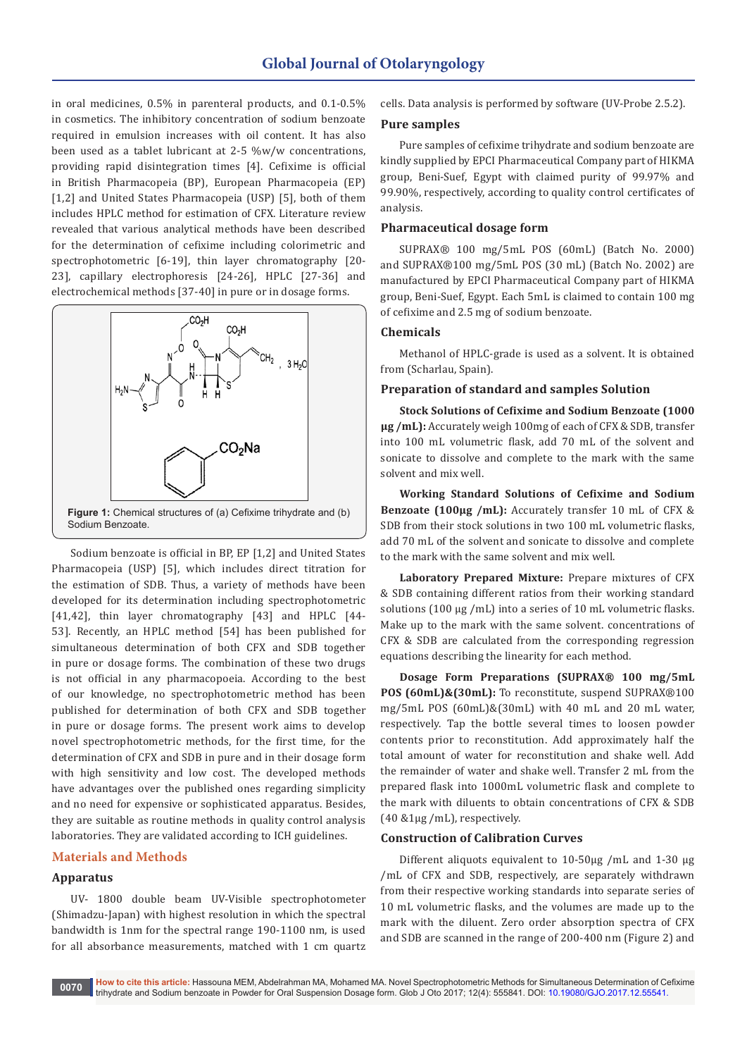in oral medicines, 0.5% in parenteral products, and 0.1-0.5% in cosmetics. The inhibitory concentration of sodium benzoate required in emulsion increases with oil content. It has also been used as a tablet lubricant at 2-5 %w/w concentrations, providing rapid disintegration times [4]. Cefixime is official in British Pharmacopeia (BP), European Pharmacopeia (EP) [1,2] and United States Pharmacopeia (USP) [5], both of them includes HPLC method for estimation of CFX. Literature review revealed that various analytical methods have been described for the determination of cefixime including colorimetric and spectrophotometric [6-19], thin layer chromatography [20-23], capillary electrophoresis [24-26], HPLC [27-36] and electrochemical methods [37-40] in pure or in dosage forms.

**Figure 1:** Chemical structures of (a) Cefixime trihydrate and (b) Sodium Benzoate.

Sodium benzoate is official in BP, EP [1,2] and United States Pharmacopeia (USP) [5], which includes direct titration for the estimation of SDB. Thus, a variety of methods have been developed for its determination including spectrophotometric [41,42], thin layer chromatography [43] and HPLC [44-53]. Recently, an HPLC method [54] has been published for simultaneous determination of both CFX and SDB together in pure or dosage forms. The combination of these two drugs is not official in any pharmacopoeia. According to the best of our knowledge, no spectrophotometric method has been published for determination of both CFX and SDB together in pure or dosage forms. The present work aims to develop novel spectrophotometric methods, for the first time, for the determination of CFX and SDB in pure and in their dosage form with high sensitivity and low cost. The developed methods have advantages over the published ones regarding simplicity and no need for expensive or sophisticated apparatus. Besides, they are suitable as routine methods in quality control analysis laboratories. They are validated according to ICH guidelines.

## Materials and Methods

### Apparatus

UV- 1800 double beam UV-Visible spectrophotometer (Shimadzu-Japan) with highest resolution in which the spectral bandwidth is 1nm for the spectral range 190-1100 nm, is used for all absorbance measurements, matched with 1 cm quartz cells. Data analysis is performed by software (UV-Probe 2.5.2).

### Pure samples

Pure samples of cefixime trihydrate and sodium benzoate are kindly supplied by EPCI Pharmaceutical Company part of HIKMA group, Beni-Suef, Egypt with claimed purity of 99.97% and 99.90%, respectively, according to quality control certificates of analysis.

### Pharmaceutical dosage form

SUPRAX® 100 mg/5mL POS (60mL) (Batch No. 2000) and SUPRAX®100 mg/5mL POS (30 mL) (Batch No. 2002) are manufactured by EPCI Pharmaceutical Company part of HIKMA group, Beni-Suef, Egypt. Each 5mL is claimed to contain 100 mg of cefixime and 2.5 mg of sodium benzoate.

### Chemicals

Methanol of HPLC-grade is used as a solvent. It is obtained from (Scharlau, Spain).

### Preparation of standard and samples Solution

**Stock Solutions of Cefixime and Sodium Benzoate (1000 µg /mL):** Accurately weigh 100mg of each of CFX & SDB, transfer into 100 mL volumetric flask, add 70 mL of the solvent and sonicate to dissolve and complete to the mark with the same solvent and mix well.

**Working Standard Solutions of Cefixime and Sodium Benzoate (100µg /mL):** Accurately transfer 10 mL of CFX & SDB from their stock solutions in two 100 mL volumetric flasks, add 70 mL of the solvent and sonicate to dissolve and complete to the mark with the same solvent and mix well.

**Laboratory Prepared Mixture:** Prepare mixtures of CFX & SDB containing different ratios from their working standard solutions (100 µg /mL) into a series of 10 mL volumetric flasks. Make up to the mark with the same solvent. concentrations of CFX & SDB are calculated from the corresponding regression equations describing the linearity for each method.

**Dosage Form Preparations (SUPRAX® 100 mg/5mL POS (60mL)&(30mL):** To reconstitute, suspend SUPRAX®100 mg/5mL POS (60mL)&(30mL) with 40 mL and 20 mL water, respectively. Tap the bottle several times to loosen powder contents prior to reconstitution. Add approximately half the total amount of water for reconstitution and shake well. Add the remainder of water and shake well. Transfer 2 mL from the prepared flask into 1000mL volumetric flask and complete to the mark with diluents to obtain concentrations of CFX & SDB (40 &1µg /mL), respectively.

### Construction of Calibration Curves

Different aliquots equivalent to 10-50µg /mL and 1-30 µg /mL of CFX and SDB, respectively, are separately withdrawn from their respective working standards into separate series of 10 mL volumetric flasks, and the volumes are made up to the mark with the diluent. Zero order absorption spectra of CFX and SDB are scanned in the range of 200-400 nm (Figure 2) and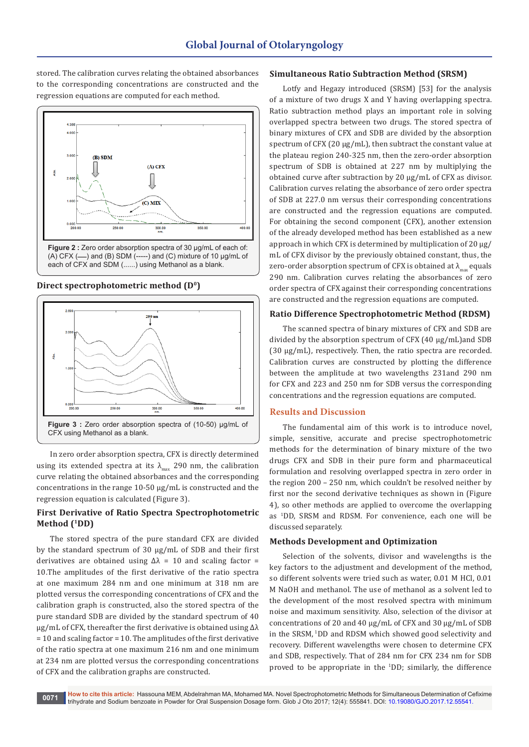stored. The calibration curves relating the obtained absorbances to the corresponding concentrations are constructed and the regression equations are computed for each method.

**Figure 2 :** Zero order absorption spectra of 30 µg/mL of each of: (A) CFX (—) and (B) SDM (-----) and (C) mixture of 10 µg/mL of each of CFX and SDM (......) using Methanol as a blank.

### Direct spectrophotometric method ($D^0$)

**Figure 3 :** Zero order absorption spectra of (10-50) µg/mL of CFX using Methanol as a blank.

In zero order absorption spectra, CFX is directly determined using its extended spectra at its $\lambda_{max}$ 290 nm, the calibration curve relating the obtained absorbances and the corresponding concentrations in the range 10-50 µg/mL is constructed and the regression equation is calculated (Figure 3).

### First Derivative of Ratio Spectra Spectrophotometric Method ($^1$DD)

The stored spectra of the pure standard CFX are divided by the standard spectrum of 30 µg/mL of SDB and their first derivatives are obtained using Δλ = 10 and scaling factor = 10.The amplitudes of the first derivative of the ratio spectra at one maximum 284 nm and one minimum at 318 nm are plotted versus the corresponding concentrations of CFX and the calibration graph is constructed, also the stored spectra of the pure standard SDB are divided by the standard spectrum of 40 µg/mL of CFX, thereafter the first derivative is obtained using Δλ = 10 and scaling factor = 10. The amplitudes of the first derivative of the ratio spectra at one maximum 216 nm and one minimum at 234 nm are plotted versus the corresponding concentrations of CFX and the calibration graphs are constructed.

### Simultaneous Ratio Subtraction Method (SRSM)

Lotfy and Hegazy introduced (SRSM) [53] for the analysis of a mixture of two drugs X and Y having overlapping spectra. Ratio subtraction method plays an important role in solving overlapped spectra between two drugs. The stored spectra of binary mixtures of CFX and SDB are divided by the absorption spectrum of CFX (20 µg/mL), then subtract the constant value at the plateau region 240-325 nm, then the zero-order absorption spectrum of SDB is obtained at 227 nm by multiplying the obtained curve after subtraction by 20 µg/mL of CFX as divisor. Calibration curves relating the absorbance of zero order spectra of SDB at 227.0 nm versus their corresponding concentrations are constructed and the regression equations are computed. For obtaining the second component (CFX), another extension of the already developed method has been established as a new approach in which CFX is determined by multiplication of 20 µg/mL of CFX divisor by the previously obtained constant, thus, the zero-order absorption spectrum of CFX is obtained at $\lambda_{max}$ equals 290 nm. Calibration curves relating the absorbances of zero order spectra of CFX against their corresponding concentrations are constructed and the regression equations are computed.

### Ratio Difference Spectrophotometric Method (RDSM)

The scanned spectra of binary mixtures of CFX and SDB are divided by the absorption spectrum of CFX (40 µg/mL)and SDB (30 µg/mL), respectively. Then, the ratio spectra are recorded. Calibration curves are constructed by plotting the difference between the amplitude at two wavelengths 231and 290 nm for CFX and 223 and 250 nm for SDB versus the corresponding concentrations and the regression equations are computed.

## Results and Discussion

The fundamental aim of this work is to introduce novel, simple, sensitive, accurate and precise spectrophotometric methods for the determination of binary mixture of the two drugs CFX and SDB in their pure form and pharmaceutical formulation and resolving overlapped spectra in zero order in the region 200 – 250 nm, which couldn't be resolved neither by first nor the second derivative techniques as shown in (Figure 4), so other methods are applied to overcome the overlapping as $^1$DD, SRSM and RDSM. For convenience, each one will be discussed separately.

### Methods Development and Optimization

Selection of the solvents, divisor and wavelengths is the key factors to the adjustment and development of the method, so different solvents were tried such as water, 0.01 M HCl, 0.01 M NaOH and methanol. The use of methanol as a solvent led to the development of the most resolved spectra with minimum noise and maximum sensitivity. Also, selection of the divisor at concentrations of 20 and 40 µg/mL of CFX and 30 µg/mL of SDB in the SRSM, $^1$DD and RDSM which showed good selectivity and recovery. Different wavelengths were chosen to determine CFX and SDB, respectively. That of 284 nm for CFX 234 nm for SDB proved to be appropriate in the $^1$DD; similarly, the difference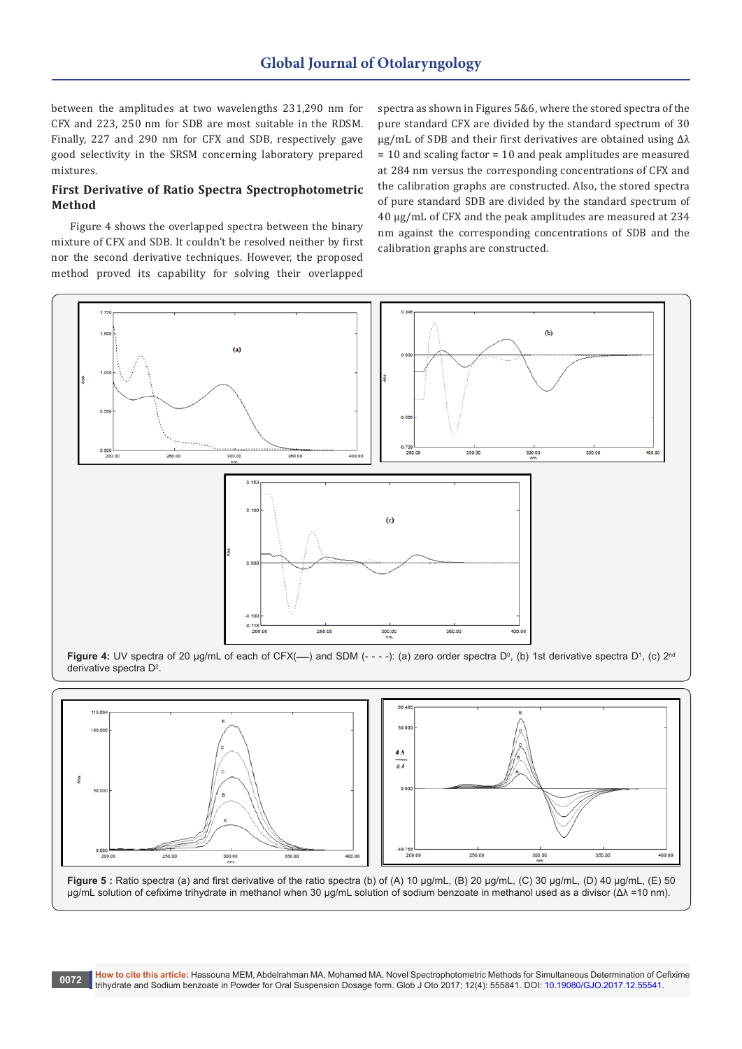between the amplitudes at two wavelengths 231,290 nm for CFX and 223, 250 nm for SDB are most suitable in the RDSM. Finally, 227 and 290 nm for CFX and SDB, respectively gave good selectivity in the SRSM concerning laboratory prepared mixtures.

## First Derivative of Ratio Spectra Spectrophotometric Method

Figure 4 shows the overlapped spectra between the binary mixture of CFX and SDB. It couldn't be resolved neither by first nor the second derivative techniques. However, the proposed method proved its capability for solving their overlapped spectra as shown in Figures 5&6, where the stored spectra of the pure standard CFX are divided by the standard spectrum of 30 µg/mL of SDB and their first derivatives are obtained using $\Delta\lambda = 10$ and scaling factor = 10 and peak amplitudes are measured at 284 nm versus the corresponding concentrations of CFX and the calibration graphs are constructed. Also, the stored spectra of pure standard SDB are divided by the standard spectrum of 40 µg/mL of CFX and the peak amplitudes are measured at 234 nm against the corresponding concentrations of SDB and the calibration graphs are constructed.

**Figure 4:** UV spectra of 20 µg/mL of each of CFX(—) and SDM (- - - -): (a) zero order spectra $D^0$, (b) 1st derivative spectra $D^1$, (c) 2nd derivative spectra $D^2$.

**Figure 5 :** Ratio spectra (a) and first derivative of the ratio spectra (b) of (A) 10 µg/mL, (B) 20 µg/mL, (C) 30 µg/mL, (D) 40 µg/mL, (E) 50 µg/mL solution of cefixime trihydrate in methanol when 30 µg/mL solution of sodium benzoate in methanol used as a divisor ($\Delta\lambda$ =10 nm).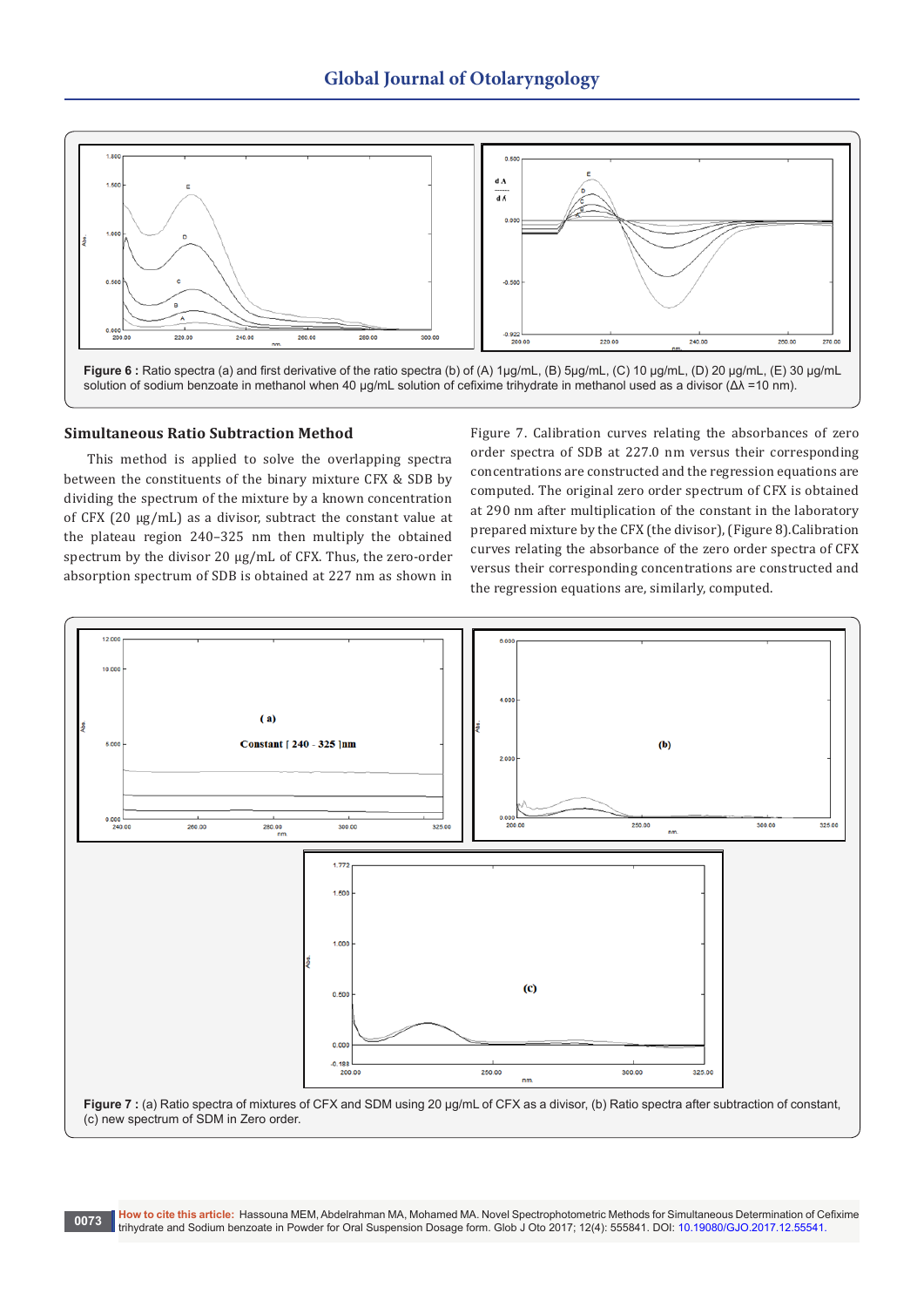**Figure 6 :** Ratio spectra (a) and first derivative of the ratio spectra (b) of (A) 1μg/mL, (B) 5μg/mL, (C) 10 μg/mL, (D) 20 μg/mL, (E) 30 μg/mL solution of sodium benzoate in methanol when 40 μg/mL solution of cefixime trihydrate in methanol used as a divisor (Δλ =10 nm).

### Simultaneous Ratio Subtraction Method

This method is applied to solve the overlapping spectra between the constituents of the binary mixture CFX & SDB by dividing the spectrum of the mixture by a known concentration of CFX (20 µg/mL) as a divisor, subtract the constant value at the plateau region 240–325 nm then multiply the obtained spectrum by the divisor 20 µg/mL of CFX. Thus, the zero-order absorption spectrum of SDB is obtained at 227 nm as shown in Figure 7. Calibration curves relating the absorbances of zero order spectra of SDB at 227.0 nm versus their corresponding concentrations are constructed and the regression equations are computed. The original zero order spectrum of CFX is obtained at 290 nm after multiplication of the constant in the laboratory prepared mixture by the CFX (the divisor), (Figure 8).Calibration curves relating the absorbance of the zero order spectra of CFX versus their corresponding concentrations are constructed and the regression equations are, similarly, computed.

**Figure 7 :** (a) Ratio spectra of mixtures of CFX and SDM using 20 µg/mL of CFX as a divisor, (b) Ratio spectra after subtraction of constant, (c) new spectrum of SDM in Zero order.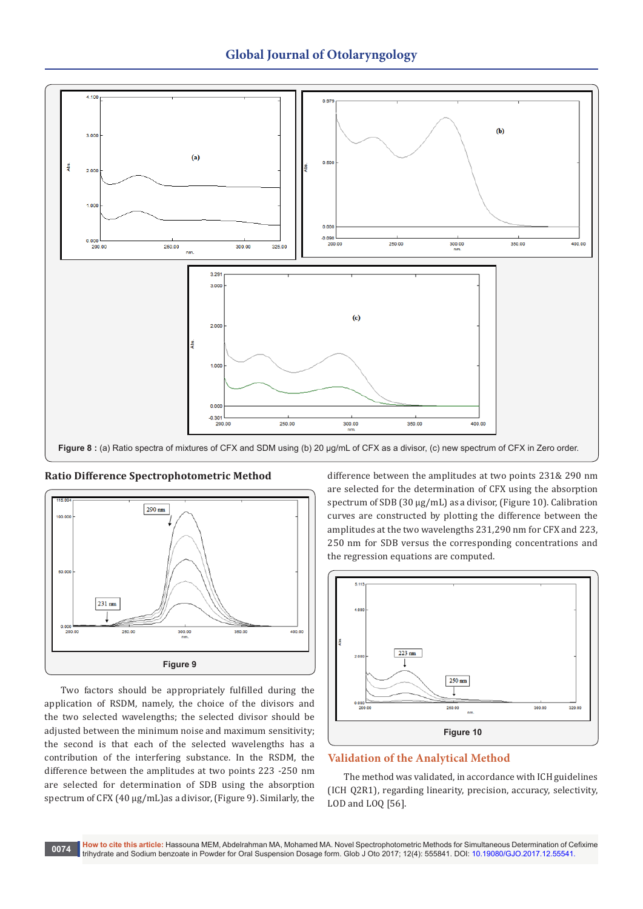**Figure 8 :** (a) Ratio spectra of mixtures of CFX and SDM using (b) 20 μg/mL of CFX as a divisor, (c) new spectrum of CFX in Zero order.

### Ratio Difference Spectrophotometric Method

**Figure 9**

Two factors should be appropriately fulfilled during the application of RSDM, namely, the choice of the divisors and the two selected wavelengths; the selected divisor should be adjusted between the minimum noise and maximum sensitivity; the second is that each of the selected wavelengths has a contribution of the interfering substance. In the RSDM, the difference between the amplitudes at two points 223 -250 nm are selected for determination of SDB using the absorption spectrum of CFX (40 μg/mL)as a divisor, (Figure 9). Similarly, the difference between the amplitudes at two points 231& 290 nm are selected for the determination of CFX using the absorption spectrum of SDB (30 μg/mL) as a divisor, (Figure 10). Calibration curves are constructed by plotting the difference between the amplitudes at the two wavelengths 231,290 nm for CFX and 223, 250 nm for SDB versus the corresponding concentrations and the regression equations are computed.

**Figure 10**

## Validation of the Analytical Method

The method was validated, in accordance with ICH guidelines (ICH Q2R1), regarding linearity, precision, accuracy, selectivity, LOD and LOQ [56].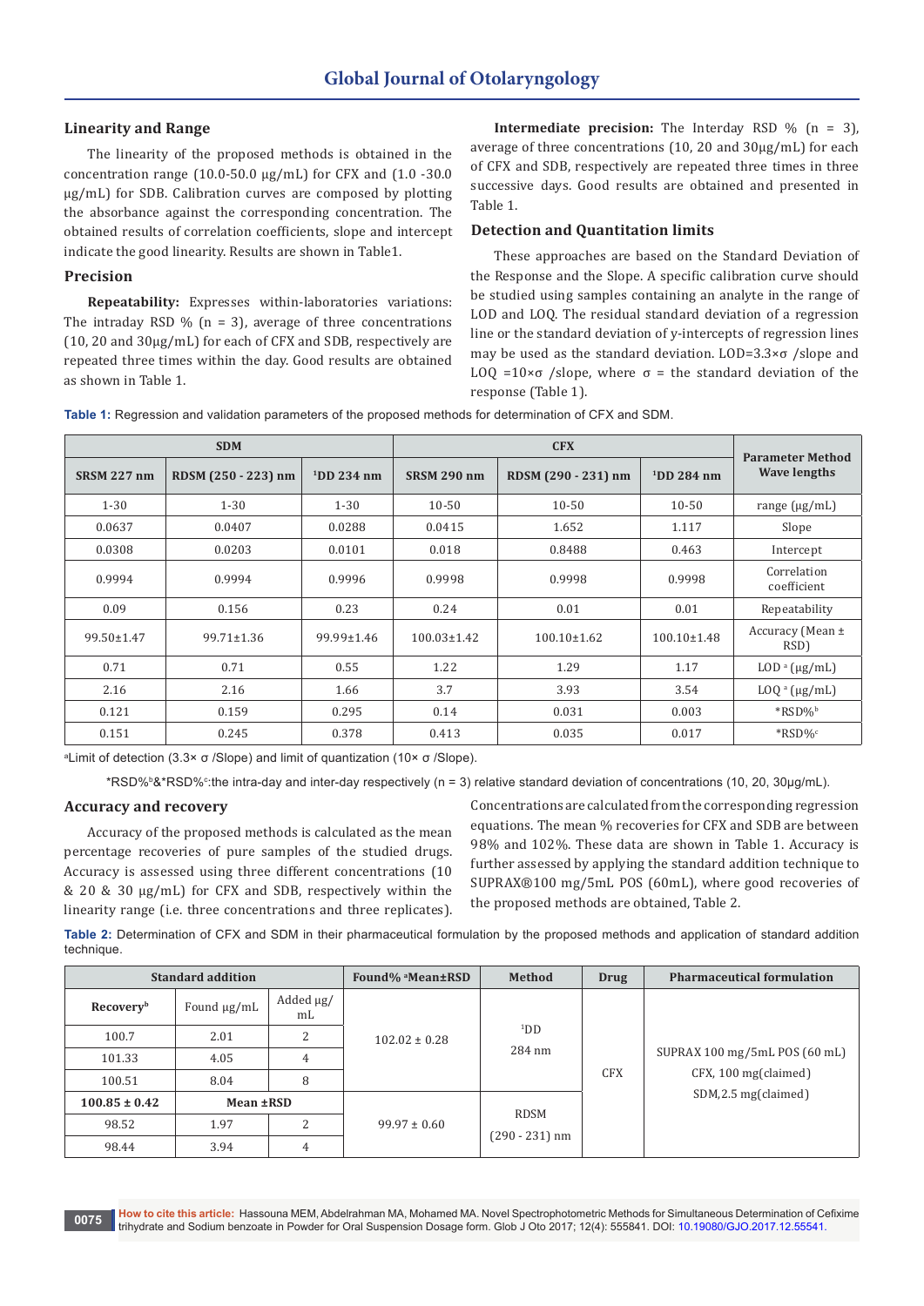### Linearity and Range

The linearity of the proposed methods is obtained in the concentration range (10.0-50.0 µg/mL) for CFX and (1.0 -30.0 µg/mL) for SDB. Calibration curves are composed by plotting the absorbance against the corresponding concentration. The obtained results of correlation coefficients, slope and intercept indicate the good linearity. Results are shown in Table1.

### Precision

**Repeatability:** Expresses within-laboratories variations: The intraday RSD % (n = 3), average of three concentrations (10, 20 and 30µg/mL) for each of CFX and SDB, respectively are repeated three times within the day. Good results are obtained as shown in Table 1.

**Intermediate precision:** The Interday RSD % (n = 3), average of three concentrations (10, 20 and 30µg/mL) for each of CFX and SDB, respectively are repeated three times in three successive days. Good results are obtained and presented in Table 1.

### Detection and Quantitation limits

These approaches are based on the Standard Deviation of the Response and the Slope. A specific calibration curve should be studied using samples containing an analyte in the range of LOD and LOQ. The residual standard deviation of a regression line or the standard deviation of y-intercepts of regression lines may be used as the standard deviation. LOD=3.3×σ /slope and LOQ =10×σ /slope, where σ = the standard deviation of the response (Table 1).

**Table 1:** Regression and validation parameters of the proposed methods for determination of CFX and SDM.

| SDM | | | CFX | | | Parameter Method Wave lengths |
|---|---|---|---|---|---|---|
| SRSM 227 nm | RDSM (250 - 223) nm | [1]DD 234 nm | SRSM 290 nm | RDSM (290 - 231) nm | [1]DD 284 nm | |
| 1-30 | 1-30 | 1-30 | 10-50 | 10-50 | 10-50 | range (µg/mL) |
| 0.0637 | 0.0407 | 0.0288 | 0.0415 | 1.652 | 1.117 | Slope |
| 0.0308 | 0.0203 | 0.0101 | 0.018 | 0.8488 | 0.463 | Intercept |
| 0.9994 | 0.9994 | 0.9996 | 0.9998 | 0.9998 | 0.9998 | Correlation coefficient |
| 0.09 | 0.156 | 0.23 | 0.24 | 0.01 | 0.01 | Repeatability |
| 99.50±1.47 | 99.71±1.36 | 99.99±1.46 | 100.03±1.42 | 100.10±1.62 | 100.10±1.48 | Accuracy (Mean ± RSD) |
| 0.71 | 0.71 | 0.55 | 1.22 | 1.29 | 1.17 | LOD [a] (µg/mL) |
| 2.16 | 2.16 | 1.66 | 3.7 | 3.93 | 3.54 | LOQ [a] (µg/mL) |
| 0.121 | 0.159 | 0.295 | 0.14 | 0.031 | 0.003 | *RSD%[b] |
| 0.151 | 0.245 | 0.378 | 0.413 | 0.035 | 0.017 | *RSD%[c] |

[a]Limit of detection (3.3× σ /Slope) and limit of quantization (10× σ /Slope).

*RSD%[b]&*RSD%[c]:the intra-day and inter-day respectively (n = 3) relative standard deviation of concentrations (10, 20, 30µg/mL).

### Accuracy and recovery

Accuracy of the proposed methods is calculated as the mean percentage recoveries of pure samples of the studied drugs. Accuracy is assessed using three different concentrations (10 & 20 & 30 µg/mL) for CFX and SDB, respectively within the linearity range (i.e. three concentrations and three replicates). Concentrations are calculated from the corresponding regression equations. The mean % recoveries for CFX and SDB are between 98% and 102%. These data are shown in Table 1. Accuracy is further assessed by applying the standard addition technique to SUPRAX®100 mg/5mL POS (60mL), where good recoveries of the proposed methods are obtained, Table 2.

**Table 2:** Determination of CFX and SDM in their pharmaceutical formulation by the proposed methods and application of standard addition technique.

| Standard addition | | | Found% [a]Mean±RSD | Method | Drug | Pharmaceutical formulation |
|---|---|---|---|---|---|---|
| Recovery[b] | Found µg/mL | Added µg/mL | 102.02 ± 0.28 | [1]DD 284 nm | CFX | SUPRAX 100 mg/5mL POS (60 mL) CFX, 100 mg(claimed) SDM,2.5 mg(claimed) |
| 100.7 | 2.01 | 2 | | | | |
| 101.33 | 4.05 | 4 | | | | |
| 100.51 | 8.04 | 8 | | | | |
| 100.85 ± 0.42 | Mean ±RSD | | 99.97 ± 0.60 | RDSM (290 - 231) nm | | |
| 98.52 | 1.97 | 2 | | | | |
| 98.44 | 3.94 | 4 | | | | |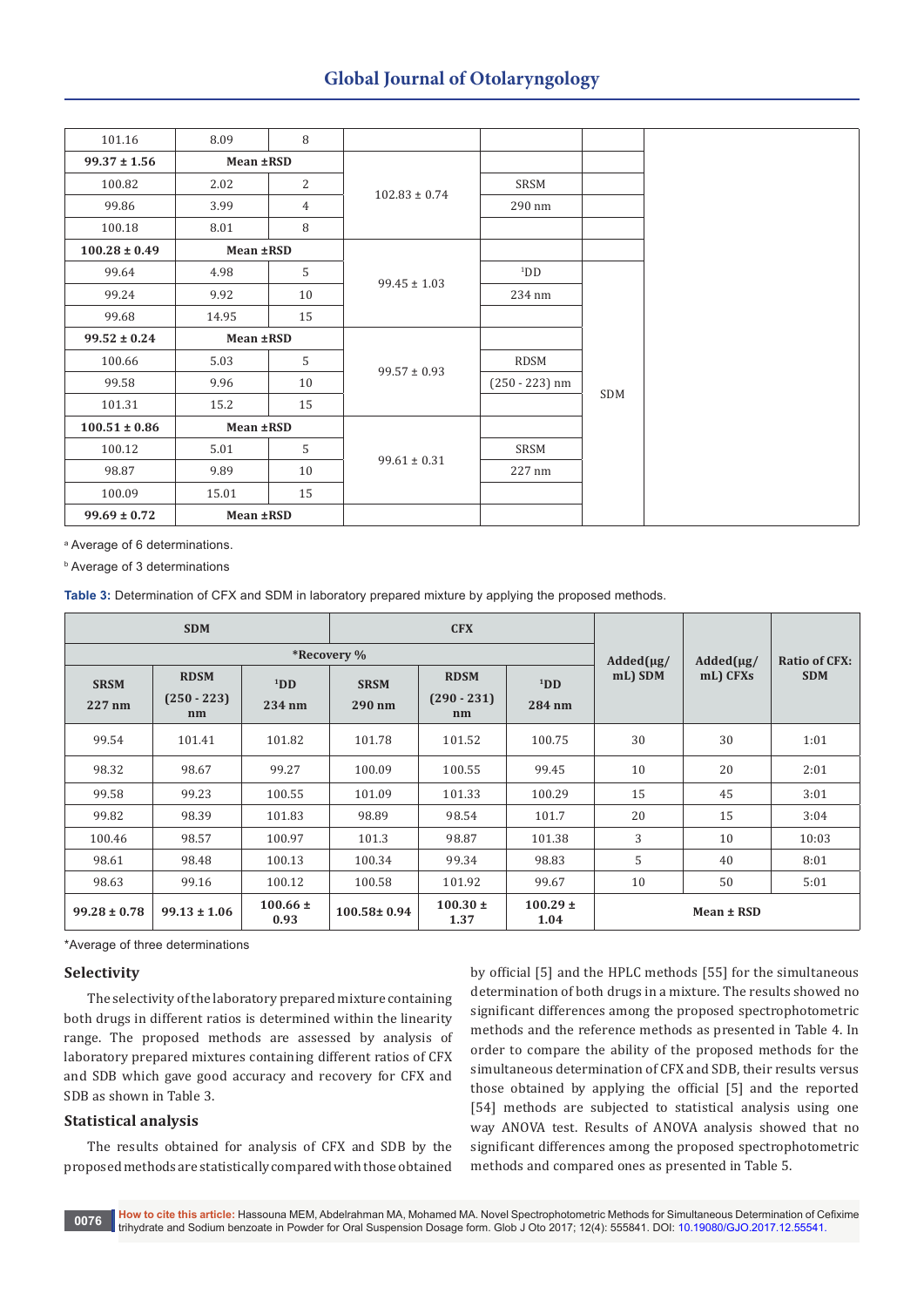| | | | | | | |
|---|---|---|---|---|---|---|
| 101.16 | 8.09 | 8 | | | | |
| **99.37 ± 1.56** | **Mean ±RSD** | | | | | |
| 100.82 | 2.02 | 2 | 102.83 ± 0.74 | SRSM 290 nm | | |
| 99.86 | 3.99 | 4 | | | | |
| 100.18 | 8.01 | 8 | | | | |
| **100.28 ± 0.49** | **Mean ±RSD** | | | | | |
| 99.64 | 4.98 | 5 | 99.45 ± 1.03 | [1]DD 234 nm | SDM | |
| 99.24 | 9.92 | 10 | | | | |
| 99.68 | 14.95 | 15 | | | | |
| **99.52 ± 0.24** | **Mean ±RSD** | | | | | |
| 100.66 | 5.03 | 5 | 99.57 ± 0.93 | RDSM (250 - 223) nm | | |
| 99.58 | 9.96 | 10 | | | | |
| 101.31 | 15.2 | 15 | | | | |
| **100.51 ± 0.86** | **Mean ±RSD** | | | | | |
| 100.12 | 5.01 | 5 | 99.61 ± 0.31 | SRSM 227 nm | | |
| 98.87 | 9.89 | 10 | | | | |
| 100.09 | 15.01 | 15 | | | | |
| **99.69 ± 0.72** | **Mean ±RSD** | | | | | |

[a] Average of 6 determinations.

[b] Average of 3 determinations

**Table 3:** Determination of CFX and SDM in laboratory prepared mixture by applying the proposed methods.

| SDM | | | CFX | | | Added(μg/mL) SDM | Added(μg/mL) CFXs | Ratio of CFX: SDM |
|---|---|---|---|---|---|---|---|---|
| *Recovery % | | | | | | | | |
| SRSM 227 nm | RDSM (250 - 223) nm | [1]DD 234 nm | SRSM 290 nm | RDSM (290 - 231) nm | [1]DD 284 nm | | | |
| 99.54 | 101.41 | 101.82 | 101.78 | 101.52 | 100.75 | 30 | 30 | 1:01 |
| 98.32 | 98.67 | 99.27 | 100.09 | 100.55 | 99.45 | 10 | 20 | 2:01 |
| 99.58 | 99.23 | 100.55 | 101.09 | 101.33 | 100.29 | 15 | 45 | 3:01 |
| 99.82 | 98.39 | 101.83 | 98.89 | 98.54 | 101.7 | 20 | 15 | 3:04 |
| 100.46 | 98.57 | 100.97 | 101.3 | 98.87 | 101.38 | 3 | 10 | 10:03 |
| 98.61 | 98.48 | 100.13 | 100.34 | 99.34 | 98.83 | 5 | 40 | 8:01 |
| 98.63 | 99.16 | 100.12 | 100.58 | 101.92 | 99.67 | 10 | 50 | 5:01 |
| **99.28 ± 0.78** | **99.13 ± 1.06** | **100.66 ± 0.93** | **100.58± 0.94** | **100.30 ± 1.37** | **100.29 ± 1.04** | **Mean ± RSD** | | |

*Average of three determinations

### Selectivity

The selectivity of the laboratory prepared mixture containing both drugs in different ratios is determined within the linearity range. The proposed methods are assessed by analysis of laboratory prepared mixtures containing different ratios of CFX and SDB which gave good accuracy and recovery for CFX and SDB as shown in Table 3.

### Statistical analysis

The results obtained for analysis of CFX and SDB by the proposed methods are statistically compared with those obtained by official [5] and the HPLC methods [55] for the simultaneous determination of both drugs in a mixture. The results showed no significant differences among the proposed spectrophotometric methods and the reference methods as presented in Table 4. In order to compare the ability of the proposed methods for the simultaneous determination of CFX and SDB, their results versus those obtained by applying the official [5] and the reported [54] methods are subjected to statistical analysis using one way ANOVA test. Results of ANOVA analysis showed that no significant differences among the proposed spectrophotometric methods and compared ones as presented in Table 5.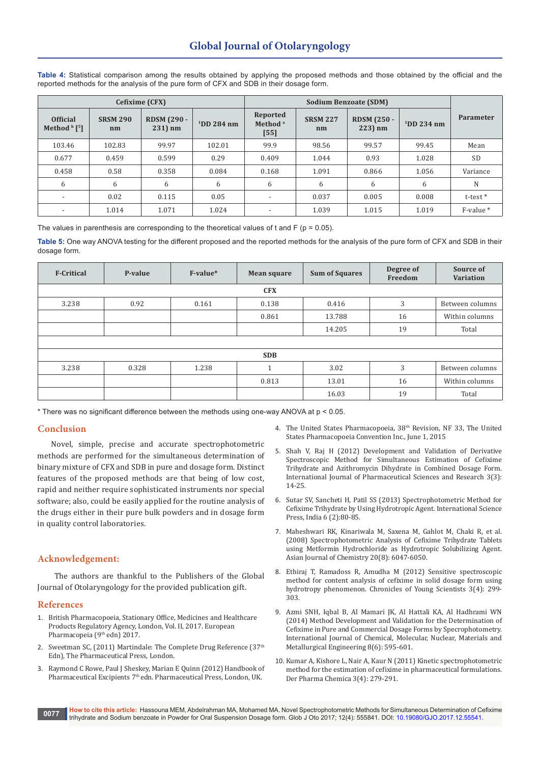**Table 4:** Statistical comparison among the results obtained by applying the proposed methods and those obtained by the official and the reported methods for the analysis of the pure form of CFX and SDB in their dosage form.

| Cefixime (CFX) | | | | Sodium Benzoate (SDM) | | | | Parameter |
|---|---|---|---|---|---|---|---|---|
| Official Method [b] [5] | SRSM 290 nm | RDSM (290 - 231) nm | [1]DD 284 nm | Reported Method [a] [55] | SRSM 227 nm | RDSM (250 - 223) nm | [1]DD 234 nm | |
| 103.46 | 102.83 | 99.97 | 102.01 | 99.9 | 98.56 | 99.57 | 99.45 | Mean |
| 0.677 | 0.459 | 0.599 | 0.29 | 0.409 | 1.044 | 0.93 | 1.028 | SD |
| 0.458 | 0.58 | 0.358 | 0.084 | 0.168 | 1.091 | 0.866 | 1.056 | Variance |
| 6 | 6 | 6 | 6 | 6 | 6 | 6 | 6 | N |
| - | 0.02 | 0.115 | 0.05 | - | 0.037 | 0.005 | 0.008 | t-test * |
| - | 1.014 | 1.071 | 1.024 | - | 1.039 | 1.015 | 1.019 | F-value * |

The values in parenthesis are corresponding to the theoretical values of t and F (p = 0.05).

**Table 5:** One way ANOVA testing for the different proposed and the reported methods for the analysis of the pure form of CFX and SDB in their dosage form.

| F-Critical | P-value | F-value* | Mean square | Sum of Squares | Degree of Freedom | Source of Variation |
|---|---|---|---|---|---|---|
| CFX | | | | | | |
| 3.238 | 0.92 | 0.161 | 0.138 | 0.416 | 3 | Between columns |
| | | | 0.861 | 13.788 | 16 | Within columns |
| | | | | 14.205 | 19 | Total |
| | | | | | | |
| SDB | | | | | | |
| 3.238 | 0.328 | 1.238 | 1 | 3.02 | 3 | Between columns |
| | | | 0.813 | 13.01 | 16 | Within columns |
| | | | | 16.03 | 19 | Total |

* There was no significant difference between the methods using one-way ANOVA at p < 0.05.

## Conclusion

Novel, simple, precise and accurate spectrophotometric methods are performed for the simultaneous determination of binary mixture of CFX and SDB in pure and dosage form. Distinct features of the proposed methods are that being of low cost, rapid and neither require sophisticated instruments nor special software; also, could be easily applied for the routine analysis of the drugs either in their pure bulk powders and in dosage form in quality control laboratories.

## Acknowledgement:

The authors are thankful to the Publishers of the Global Journal of Otolaryngology for the provided publication gift.

## References

1. British Pharmacopoeia, Stationary Office, Medicines and Healthcare Products Regulatory Agency, London, Vol. II, 2017. European Pharmacopeia (9th edn) 2017.
2. Sweetman SC, (2011) Martindale: The Complete Drug Reference (37th Edn), The Pharmaceutical Press, London.
3. Raymond C Rowe, Paul J Sheskey, Marian E Quinn (2012) Handbook of Pharmaceutical Excipients 7th edn. Pharmaceutical Press, London, UK.
4. The United States Pharmacopoeia, 38th Revision, NF 33, The United States Pharmacopoeia Convention Inc., June 1, 2015
5. Shah V, Raj H (2012) Development and Validation of Derivative Spectroscopic Method for Simultaneous Estimation of Cefixime Trihydrate and Azithromycin Dihydrate in Combined Dosage Form. International Journal of Pharmaceutical Sciences and Research 3(3): 14-25.
6. Sutar SV, Sancheti H, Patil SS (2013) Spectrophotometric Method for Cefixime Trihydrate by Using Hydrotropic Agent. International Science Press, India 6 (2):80-85.
7. Maheshwari RK, Kinariwala M, Saxena M, Gahlot M, Chaki R, et al. (2008) Spectrophotometric Analysis of Cefixime Trihydrate Tablets using Metformin Hydrochloride as Hydrotropic Solubilizing Agent. Asian Journal of Chemistry 20(8): 6047-6050.
8. Ethiraj T, Ramadoss R, Amudha M (2012) Sensitive spectroscopic method for content analysis of cefixime in solid dosage form using hydrotropy phenomenon. Chronicles of Young Scientists 3(4): 299-303.
9. Azmi SNH, Iqbal B, Al Mamari JK, Al Hattali KA, Al Hadhrami WN (2014) Method Development and Validation for the Determination of Cefixime in Pure and Commercial Dosage Forms by Specrophotometry. International Journal of Chemical, Molecular, Nuclear, Materials and Metallurgical Engineering 8(6): 595-601.
10. Kumar A, Kishore L, Nair A, Kaur N (2011) Kinetic spectrophotometric method for the estimation of cefixime in pharmaceutical formulations. Der Pharma Chemica 3(4): 279-291.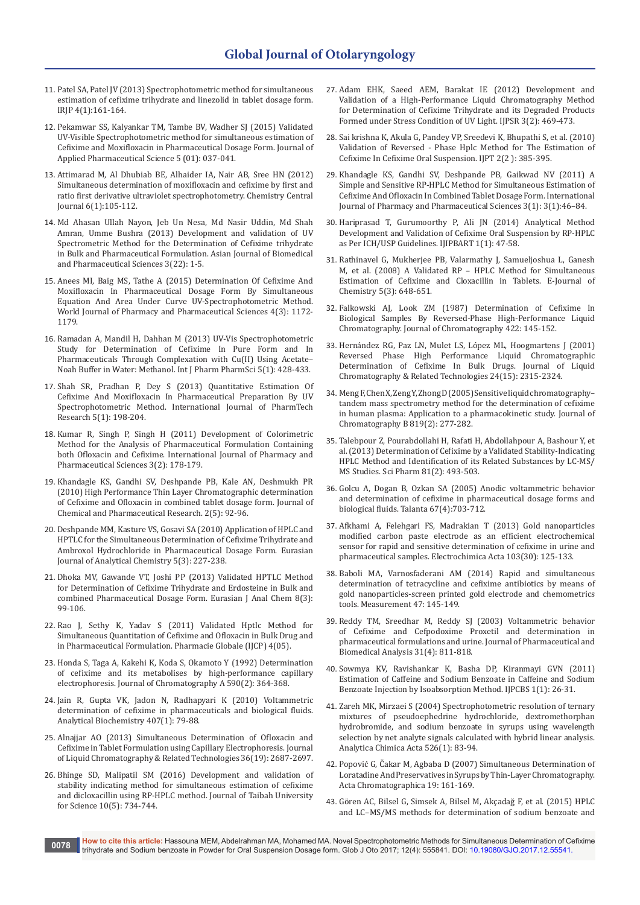11. Patel SA, Patel JV (2013) Spectrophotometric method for simultaneous estimation of cefixime trihydrate and linezolid in tablet dosage form. IRJP 4(1):161-164.
12. Pekamwar SS, Kalyankar TM, Tambe BV, Wadher SJ (2015) Validated UV-Visible Spectrophotometric method for simultaneous estimation of Cefixime and Moxifloxacin in Pharmaceutical Dosage Form. Journal of Applied Pharmaceutical Science 5 (01): 037-041.
13. Attimarad M, Al Dhubiab BE, Alhaider IA, Nair AB, Sree HN (2012) Simultaneous determination of moxifloxacin and cefixime by first and ratio first derivative ultraviolet spectrophotometry. Chemistry Central Journal 6(1):105-112.
14. Md Ahasan Ullah Nayon, Jeb Un Nesa, Md Nasir Uddin, Md Shah Amran, Umme Bushra (2013) Development and validation of UV Spectrometric Method for the Determination of Cefixime trihydrate in Bulk and Pharmaceutical Formulation. Asian Journal of Biomedical and Pharmaceutical Sciences 3(22): 1-5.
15. Anees MI, Baig MS, Tathe A (2015) Determination Of Cefixime And Moxifloxacin In Pharmaceutical Dosage Form By Simultaneous Equation And Area Under Curve UV-Spectrophotometric Method. World Journal of Pharmacy and Pharmaceutical Sciences 4(3): 1172-1179.
16. Ramadan A, Mandil H, Dahhan M (2013) UV-Vis Spectrophotometric Study for Determination of Cefixime In Pure Form and In Pharmaceuticals Through Complexation with Cu(II) Using Acetate–Noah Buffer in Water: Methanol. Int J Pharm PharmSci 5(1): 428-433.
17. Shah SR, Pradhan P, Dey S (2013) Quantitative Estimation Of Cefixime And Moxifloxacin In Pharmaceutical Preparation By UV Spectrophotometric Method. International Journal of PharmTech Research 5(1): 198-204.
18. Kumar R, Singh P, Singh H (2011) Development of Colorimetric Method for the Analysis of Pharmaceutical Formulation Containing both Ofloxacin and Cefixime. International Journal of Pharmacy and Pharmaceutical Sciences 3(2): 178-179.
19. Khandagle KS, Gandhi SV, Deshpande PB, Kale AN, Deshmukh PR (2010) High Performance Thin Layer Chromatographic determination of Cefixime and Ofloxacin in combined tablet dosage form. Journal of Chemical and Pharmaceutical Research. 2(5): 92-96.
20. Deshpande MM, Kasture VS, Gosavi SA (2010) Application of HPLC and HPTLC for the Simultaneous Determination of Cefixime Trihydrate and Ambroxol Hydrochloride in Pharmaceutical Dosage Form. Eurasian Journal of Analytical Chemistry 5(3): 227-238.
21. Dhoka MV, Gawande VT, Joshi PP (2013) Validated HPTLC Method for Determination of Cefixime Trihydrate and Erdosteine in Bulk and combined Pharmaceutical Dosage Form. Eurasian J Anal Chem 8(3): 99-106.
22. Rao J, Sethy K, Yadav S (2011) Validated Hptlc Method for Simultaneous Quantitation of Cefixime and Ofloxacin in Bulk Drug and in Pharmaceutical Formulation. Pharmacie Globale (IJCP) 4(05).
23. Honda S, Taga A, Kakehi K, Koda S, Okamoto Y (1992) Determination of cefixime and its metabolises by high-performance capillary electrophoresis. Journal of Chromatography A 590(2): 364-368.
24. Jain R, Gupta VK, Jadon N, Radhapyari K (2010) Voltammetric determination of cefixime in pharmaceuticals and biological fluids. Analytical Biochemistry 407(1): 79-88.
25. Alnajjar AO (2013) Simultaneous Determination of Ofloxacin and Cefixime in Tablet Formulation using Capillary Electrophoresis. Journal of Liquid Chromatography & Related Technologies 36(19): 2687-2697.
26. Bhinge SD, Malipatil SM (2016) Development and validation of stability indicating method for simultaneous estimation of cefixime and dicloxacillin using RP-HPLC method. Journal of Taibah University for Science 10(5): 734-744.
27. Adam EHK, Saeed AEM, Barakat IE (2012) Development and Validation of a High-Performance Liquid Chromatography Method for Determination of Cefixime Trihydrate and its Degraded Products Formed under Stress Condition of UV Light. IJPSR 3(2): 469-473.
28. Sai krishna K, Akula G, Pandey VP, Sreedevi K, Bhupathi S, et al. (2010) Validation of Reversed - Phase Hplc Method for The Estimation of Cefixime In Cefixime Oral Suspension. IJPT 2(2 ): 385-395.
29. Khandagle KS, Gandhi SV, Deshpande PB, Gaikwad NV (2011) A Simple and Sensitive RP-HPLC Method for Simultaneous Estimation of Cefixime And Ofloxacin In Combined Tablet Dosage Form. International Journal of Pharmacy and Pharmaceutical Sciences 3(1): 3(1):46–84.
30. Hariprasad T, Gurumoorthy P, Ali JN (2014) Analytical Method Development and Validation of Cefixime Oral Suspension by RP-HPLC as Per ICH/USP Guidelines. IJIPBART 1(1): 47-58.
31. Rathinavel G, Mukherjee PB, Valarmathy J, Samueljoshua L, Ganesh M, et al. (2008) A Validated RP – HPLC Method for Simultaneous Estimation of Cefixime and Cloxacillin in Tablets. E-Journal of Chemistry 5(3): 648-651.
32. Falkowski AJ, Look ZM (1987) Determination of Cefixime In Biological Samples By Reversed-Phase High-Performance Liquid Chromatography. Journal of Chromatography 422: 145-152.
33. Hernández RG, Paz LN, Mulet LS, López ML, Hoogmartens J (2001) Reversed Phase High Performance Liquid Chromatographic Determination of Cefixime In Bulk Drugs. Journal of Liquid Chromatography & Related Technologies 24(15): 2315-2324.
34. Meng F, Chen X, Zeng Y, Zhong D (2005) Sensitive liquid chromatography–tandem mass spectrometry method for the determination of cefixime in human plasma: Application to a pharmacokinetic study. Journal of Chromatography B 819(2): 277-282.
35. Talebpour Z, Pourabdollahi H, Rafati H, Abdollahpour A, Bashour Y, et al. (2013) Determination of Cefixime by a Validated Stability-Indicating HPLC Method and Identification of its Related Substances by LC-MS/MS Studies. Sci Pharm 81(2): 493-503.
36. Golcu A, Dogan B, Ozkan SA (2005) Anodic voltammetric behavior and determination of cefixime in pharmaceutical dosage forms and biological fluids. Talanta 67(4):703-712.
37. Afkhami A, Felehgari FS, Madrakian T (2013) Gold nanoparticles modified carbon paste electrode as an efficient electrochemical sensor for rapid and sensitive determination of cefixime in urine and pharmaceutical samples. Electrochimica Acta 103(30): 125-133.
38. Baboli MA, Varnosfaderani AM (2014) Rapid and simultaneous determination of tetracycline and cefixime antibiotics by means of gold nanoparticles-screen printed gold electrode and chemometrics tools. Measurement 47: 145-149.
39. Reddy TM, Sreedhar M, Reddy SJ (2003) Voltammetric behavior of Cefixime and Cefpodoxime Proxetil and determination in pharmaceutical formulations and urine. Journal of Pharmaceutical and Biomedical Analysis 31(4): 811-818.
40. Sowmya KV, Ravishankar K, Basha DP, Kiranmayi GVN (2011) Estimation of Caffeine and Sodium Benzoate in Caffeine and Sodium Benzoate Injection by Isoabsorption Method. IJPCBS 1(1): 26-31.
41. Zareh MK, Mirzaei S (2004) Spectrophotometric resolution of ternary mixtures of pseudoephedrine hydrochloride, dextromethorphan hydrobromide, and sodium benzoate in syrups using wavelength selection by net analyte signals calculated with hybrid linear analysis. Analytica Chimica Acta 526(1): 83-94.
42. Popović G, Čakar M, Agbaba D (2007) Simultaneous Determination of Loratadine And Preservatives in Syrups by Thin-Layer Chromatography. Acta Chromatographica 19: 161-169.
43. Gören AC, Bilsel G, Simsek A, Bilsel M, Akçadağ F, et al. (2015) HPLC and LC–MS/MS methods for determination of sodium benzoate and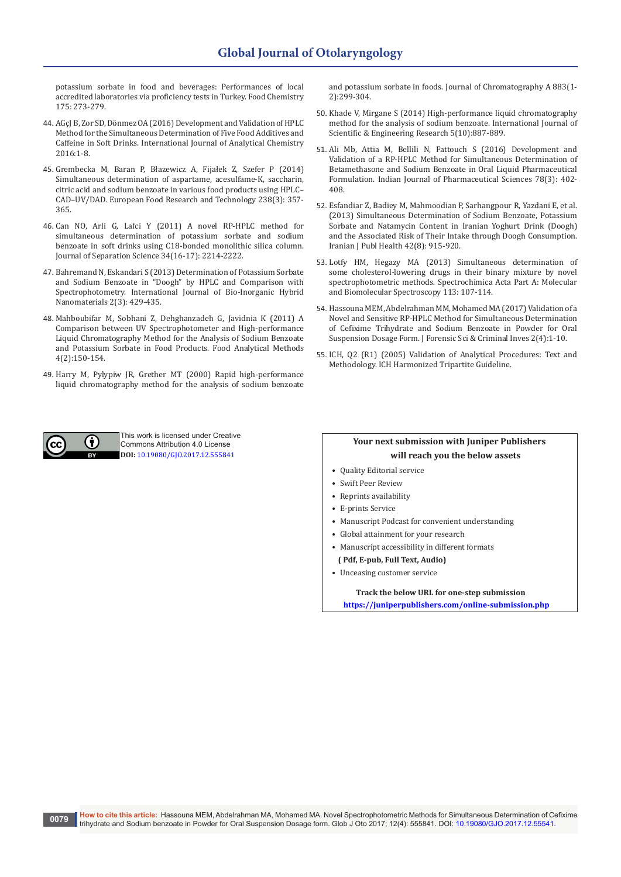potassium sorbate in food and beverages: Performances of local accredited laboratories via proficiency tests in Turkey. Food Chemistry 175: 273-279.

44. AGçJ B, Zor SD, Dönmez OA (2016) Development and Validation of HPLC Method for the Simultaneous Determination of Five Food Additives and Caffeine in Soft Drinks. International Journal of Analytical Chemistry 2016:1-8.

45. Grembecka M, Baran P, Błazewicz A, Fijałek Z, Szefer P (2014) Simultaneous determination of aspartame, acesulfame-K, saccharin, citric acid and sodium benzoate in various food products using HPLC–CAD–UV/DAD. European Food Research and Technology 238(3): 357-365.

46. Can NO, Arli G, Lafci Y (2011) A novel RP-HPLC method for simultaneous determination of potassium sorbate and sodium benzoate in soft drinks using C18-bonded monolithic silica column. Journal of Separation Science 34(16-17): 2214-2222.

47. Bahremand N, Eskandari S (2013) Determination of Potassium Sorbate and Sodium Benzoate in "Doogh" by HPLC and Comparison with Spectrophotometry. International Journal of Bio-Inorganic Hybrid Nanomaterials 2(3): 429-435.

48. Mahboubifar M, Sobhani Z, Dehghanzadeh G, Javidnia K (2011) A Comparison between UV Spectrophotometer and High-performance Liquid Chromatography Method for the Analysis of Sodium Benzoate and Potassium Sorbate in Food Products. Food Analytical Methods 4(2):150-154.

49. Harry M, Pylypiw JR, Grether MT (2000) Rapid high-performance liquid chromatography method for the analysis of sodium benzoate and potassium sorbate in foods. Journal of Chromatography A 883(1-2):299-304.

50. Khade V, Mirgane S (2014) High-performance liquid chromatography method for the analysis of sodium benzoate. International Journal of Scientific & Engineering Research 5(10):887-889.

51. Ali Mb, Attia M, Bellili N, Fattouch S (2016) Development and Validation of a RP-HPLC Method for Simultaneous Determination of Betamethasone and Sodium Benzoate in Oral Liquid Pharmaceutical Formulation. Indian Journal of Pharmaceutical Sciences 78(3): 402-408.

52. Esfandiar Z, Badiey M, Mahmoodian P, Sarhangpour R, Yazdani E, et al. (2013) Simultaneous Determination of Sodium Benzoate, Potassium Sorbate and Natamycin Content in Iranian Yoghurt Drink (Doogh) and the Associated Risk of Their Intake through Doogh Consumption. Iranian J Publ Health 42(8): 915-920.

53. Lotfy HM, Hegazy MA (2013) Simultaneous determination of some cholesterol-lowering drugs in their binary mixture by novel spectrophotometric methods. Spectrochimica Acta Part A: Molecular and Biomolecular Spectroscopy 113: 107-114.

54. Hassouna MEM, Abdelrahman MM, Mohamed MA (2017) Validation of a Novel and Sensitive RP-HPLC Method for Simultaneous Determination of Cefixime Trihydrate and Sodium Benzoate in Powder for Oral Suspension Dosage Form. J Forensic Sci & Criminal Inves 2(4):1-10.

55. ICH, Q2 (R1) (2005) Validation of Analytical Procedures: Text and Methodology. ICH Harmonized Tripartite Guideline.

This work is licensed under Creative Commons Attribution 4.0 License
**DOI:** 10.19080/GJO.2017.12.555841

**Your next submission with Juniper Publishers will reach you the below assets**

- Quality Editorial service
- Swift Peer Review
- Reprints availability
- E-prints Service
- Manuscript Podcast for convenient understanding
- Global attainment for your research
- Manuscript accessibility in different formats

**( Pdf, E-pub, Full Text, Audio)**

- Unceasing customer service

**Track the below URL for one-step submission**
**https://juniperpublishers.com/online-submission.php**

**How to cite this article:** Hassouna MEM, Abdelrahman MA, Mohamed MA. Novel Spectrophotometric Methods for Simultaneous Determination of Cefixime trihydrate and Sodium benzoate in Powder for Oral Suspension Dosage form. Glob J Oto 2017; 12(4): 555841. DOI: 10.19080/GJO.2017.12.55541.